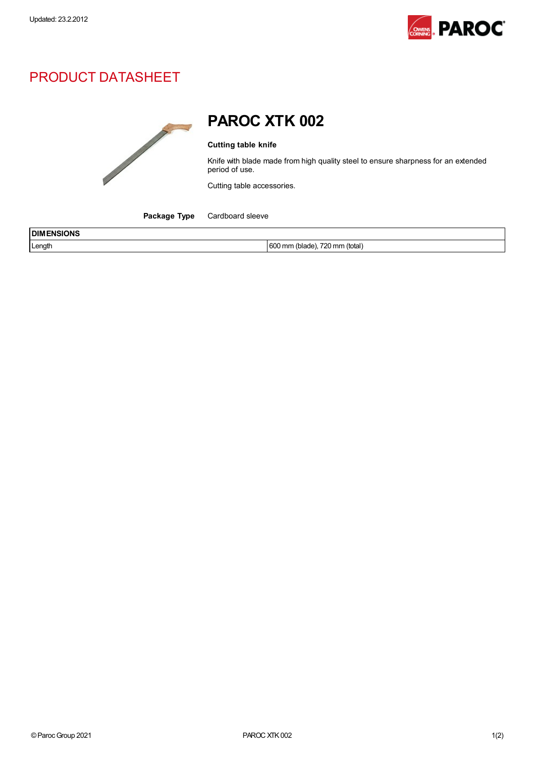Updated: 23.2.2012

# PRODUCT DATASHEET

## PAROC XTK 002

**Cutting table knife**

Knife with blade made from high quality steel to ensure sharpness for an extended period of use.

Cutting table accessories.

**Package Type** Cardboard sleeve

| DIMENSIONS | |
|---|---|
| Length | 600 mm (blade), 720 mm (total) |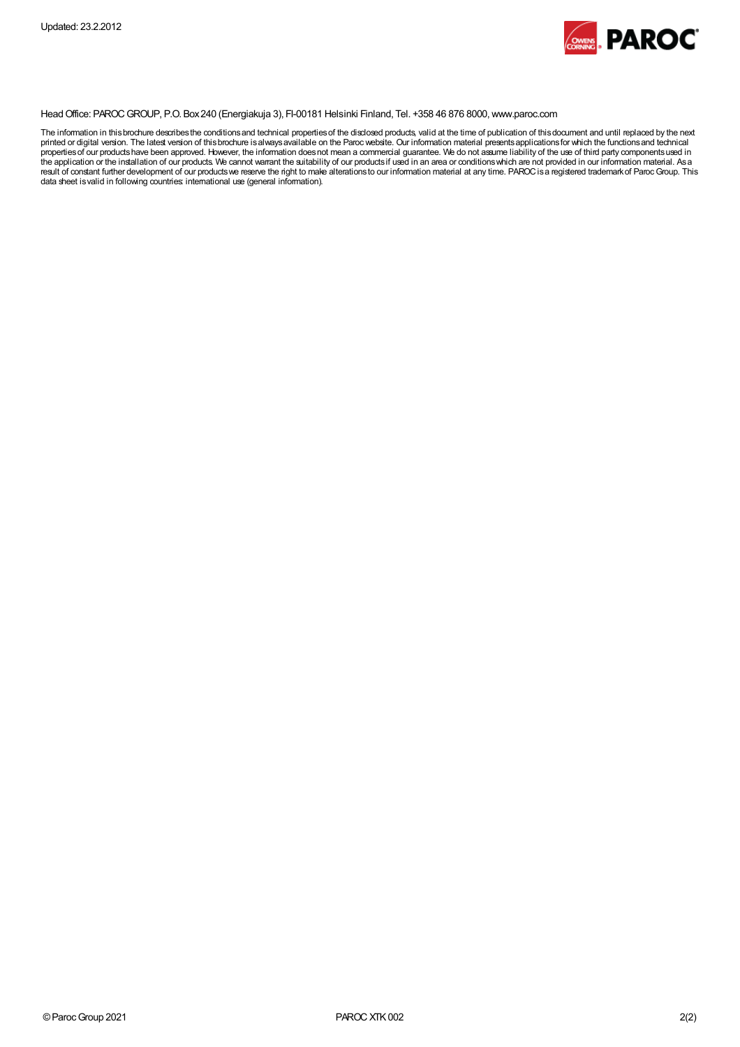Updated: 23.2.2012

Head Office: PAROC GROUP, P.O. Box 240 (Energiakuja 3), FI-00181 Helsinki Finland, Tel. +358 46 876 8000, www.paroc.com

The information in this brochure describes the conditions and technical properties of the disclosed products, valid at the time of publication of this document and until replaced by the next printed or digital version. The latest version of this brochure is always available on the Paroc website. Our information material presents applications for which the functions and technical properties of our products have been approved. However, the information does not mean a commercial guarantee. We do not assume liability of the use of third party components used in the application or the installation of our products. We cannot warrant the suitability of our products if used in an area or conditions which are not provided in our information material. As a result of constant further development of our products we reserve the right to make alterations to our information material at any time. PAROC is a registered trademark of Paroc Group. This data sheet is valid in following countries: international use (general information).

© Paroc Group 2021